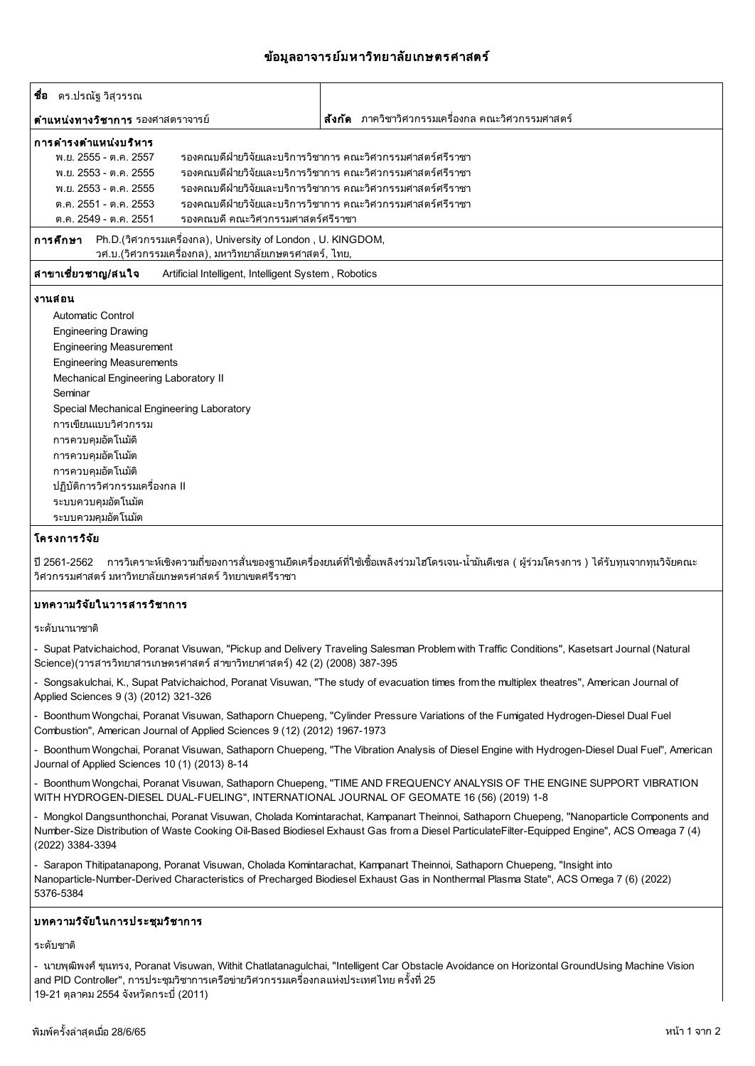# ข้อมูลอาจารย์มหาวิทยาลัยเกษตรศาสตร์

**ชื่อ** ดร.ปรณัฐ วิสุวรรณ

**ตำแหน่งทางวิชาการ** รองศาสตราจารย์

**สังกัด** ภาควิชาวิศวกรรมเครื่องกล คณะวิศวกรรมศาสตร์

## การดำรงตำแหน่งบริหาร

| | |
|---|---|
| พ.ย. 2555 - ต.ค. 2557 | รองคณบดีฝ่ายวิจัยและบริการวิชาการ คณะวิศวกรรมศาสตร์ศรีราชา |
| พ.ย. 2553 - ต.ค. 2555 | รองคณบดีฝ่ายวิจัยและบริการวิชาการ คณะวิศวกรรมศาสตร์ศรีราชา |
| พ.ย. 2553 - ต.ค. 2555 | รองคณบดีฝ่ายวิจัยและบริการวิชาการ คณะวิศวกรรมศาสตร์ศรีราชา |
| ต.ค. 2551 - ต.ค. 2553 | รองคณบดีฝ่ายวิจัยและบริการวิชาการ คณะวิศวกรรมศาสตร์ศรีราชา |
| ต.ค. 2549 - ต.ค. 2551 | รองคณบดี คณะวิศวกรรมศาสตร์ศรีราชา |

**การศึกษา** Ph.D.(วิศวกรรมเครื่องกล), University of London , U. KINGDOM,
วศ.บ.(วิศวกรรมเครื่องกล), มหาวิทยาลัยเกษตรศาสตร์, ไทย,

**สาขาเชี่ยวชาญ/สนใจ** Artificial Intelligent, Intelligent System , Robotics

## งานสอน

- Automatic Control
- Engineering Drawing
- Engineering Measurement
- Engineering Measurements
- Mechanical Engineering Laboratory II
- Seminar
- Special Mechanical Engineering Laboratory
- การเขียนแบบวิศวกรรม
- การควบคุมอัตโนมัติ
- การควบคุมอัตโนมัต
- การควบคุมอัตโนมัติ
- ปฏิบัติการวิศวกรรมเครื่องกล II
- ระบบควบคุมอัตโนมัต
- ระบบควบคุมอัตโนมัต

## โครงการวิจัย

ปี 2561-2562 การวิเคราะห์เชิงความถี่ของการสั่นของฐานยึดเครื่องยนต์ที่ใช้เชื้อเพลิงร่วมไฮโดรเจน-น้ำมันดีเซล ( ผู้ร่วมโครงการ ) ได้รับทุนจากทุนวิจัยคณะวิศวกรรมศาสตร์ มหาวิทยาลัยเกษตรศาสตร์ วิทยาเขตศรีราชา

## บทความวิจัยในวารสารวิชาการ

ระดับนานาชาติ

- Supat Patvichaichod, Poranat Visuwan, "Pickup and Delivery Traveling Salesman Problem with Traffic Conditions", Kasetsart Journal (Natural Science)(วารสารวิทยาสารเกษตรศาสตร์ สาขาวิทยาศาสตร์) 42 (2) (2008) 387-395
- Songsakulchai, K., Supat Patvichaichod, Poranat Visuwan, "The study of evacuation times from the multiplex theatres", American Journal of Applied Sciences 9 (3) (2012) 321-326
- Boonthum Wongchai, Poranat Visuwan, Sathaporn Chuepeng, "Cylinder Pressure Variations of the Fumigated Hydrogen-Diesel Dual Fuel Combustion", American Journal of Applied Sciences 9 (12) (2012) 1967-1973
- Boonthum Wongchai, Poranat Visuwan, Sathaporn Chuepeng, "The Vibration Analysis of Diesel Engine with Hydrogen-Diesel Dual Fuel", American Journal of Applied Sciences 10 (1) (2013) 8-14
- Boonthum Wongchai, Poranat Visuwan, Sathaporn Chuepeng, "TIME AND FREQUENCY ANALYSIS OF THE ENGINE SUPPORT VIBRATION WITH HYDROGEN-DIESEL DUAL-FUELING", INTERNATIONAL JOURNAL OF GEOMATE 16 (56) (2019) 1-8
- Mongkol Dangsunthonchai, Poranat Visuwan, Cholada Komintarachat, Kampanart Theinnoi, Sathaporn Chuepeng, "Nanoparticle Components and Number-Size Distribution of Waste Cooking Oil-Based Biodiesel Exhaust Gas from a Diesel ParticulateFilter-Equipped Engine", ACS Omeaga 7 (4) (2022) 3384-3394
- Sarapon Thitipatanapong, Poranat Visuwan, Cholada Komintarachat, Kampanart Theinnoi, Sathaporn Chuepeng, "Insight into Nanoparticle-Number-Derived Characteristics of Precharged Biodiesel Exhaust Gas in Nonthermal Plasma State", ACS Omega 7 (6) (2022) 5376-5384

## บทความวิจัยในการประชุมวิชาการ

ระดับชาติ

- นายพุฒิพงศ์ ขุนทรง, Poranat Visuwan, Withit Chatlatanagulchai, "Intelligent Car Obstacle Avoidance on Horizontal GroundUsing Machine Vision and PID Controller", การประชุมวิชาการเครือข่ายวิศวกรรมเครื่องกลแห่งประเทศไทย ครั้งที่ 25
19-21 ตุลาคม 2554 จังหวัดกระบี่ (2011)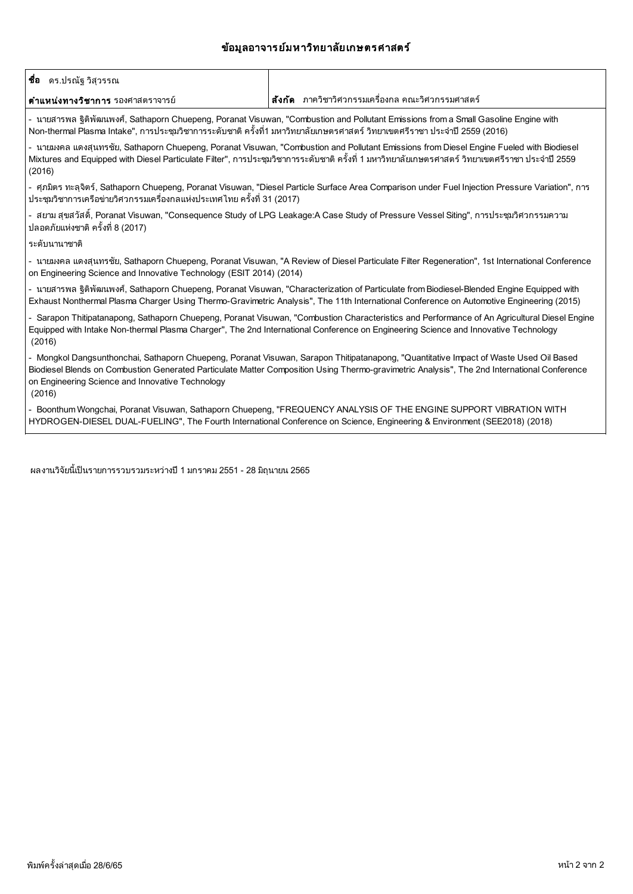## ข้อมูลอาจารย์มหาวิทยาลัยเกษตรศาสตร์

| | |
|---|---|
| **ชื่อ** ดร.ปรณัฐ วิสุวรรณ | |
| **ตำแหน่งทางวิชาการ** รองศาสตราจารย์ | **สังกัด** ภาควิชาวิศวกรรมเครื่องกล คณะวิศวกรรมศาสตร์ |

- นายสารพล ฐิติพัฒนพงศ์, Sathaporn Chuepeng, Poranat Visuwan, "Combustion and Pollutant Emissions from a Small Gasoline Engine with Non-thermal Plasma Intake", การประชุมวิชาการระดับชาติ ครั้งที่1 มหาวิทยาลัยเกษตรศาสตร์ วิทยาเขตศรีราชา ประจำปี 2559 (2016)

- นายมงคล แดงสุนทรชัย, Sathaporn Chuepeng, Poranat Visuwan, "Combustion and Pollutant Emissions from Diesel Engine Fueled with Biodiesel Mixtures and Equipped with Diesel Particulate Filter", การประชุมวิชาการระดับชาติ ครั้งที่ 1 มหาวิทยาลัยเกษตรศาสตร์ วิทยาเขตศรีราชา ประจำปี 2559 (2016)

- ศุภมิตร ทะลุจิตร์, Sathaporn Chuepeng, Poranat Visuwan, "Diesel Particle Surface Area Comparison under Fuel Injection Pressure Variation", การประชุมวิชาการเครือข่ายวิศวกรรมเครื่องกลแห่งประเทศไทย ครั้งที่ 31 (2017)

- สยาม สุขสวัสดิ์, Poranat Visuwan, "Consequence Study of LPG Leakage:A Case Study of Pressure Vessel Siting", การประชุมวิศวกรรมความปลอดภัยแห่งชาติ ครั้งที่ 8 (2017)

ระดับนานาชาติ

- นายมงคล แดงสุนทรชัย, Sathaporn Chuepeng, Poranat Visuwan, "A Review of Diesel Particulate Filter Regeneration", 1st International Conference on Engineering Science and Innovative Technology (ESIT 2014) (2014)

- นายสารพล ฐิติพัฒนพงศ์, Sathaporn Chuepeng, Poranat Visuwan, "Characterization of Particulate from Biodiesel-Blended Engine Equipped with Exhaust Nonthermal Plasma Charger Using Thermo-Gravimetric Analysis", The 11th International Conference on Automotive Engineering (2015)

- Sarapon Thitipatanapong, Sathaporn Chuepeng, Poranat Visuwan, "Combustion Characteristics and Performance of An Agricultural Diesel Engine Equipped with Intake Non-thermal Plasma Charger", The 2nd International Conference on Engineering Science and Innovative Technology (2016)

- Mongkol Dangsunthonchai, Sathaporn Chuepeng, Poranat Visuwan, Sarapon Thitipatanapong, "Quantitative Impact of Waste Used Oil Based Biodiesel Blends on Combustion Generated Particulate Matter Composition Using Thermo-gravimetric Analysis", The 2nd International Conference on Engineering Science and Innovative Technology (2016)

- Boonthum Wongchai, Poranat Visuwan, Sathaporn Chuepeng, "FREQUENCY ANALYSIS OF THE ENGINE SUPPORT VIBRATION WITH HYDROGEN-DIESEL DUAL-FUELING", The Fourth International Conference on Science, Engineering & Environment (SEE2018) (2018)

ผลงานวิจัยนี้เป็นรายการรวบรวมระหว่างปี 1 มกราคม 2551 - 28 มิถุนายน 2565